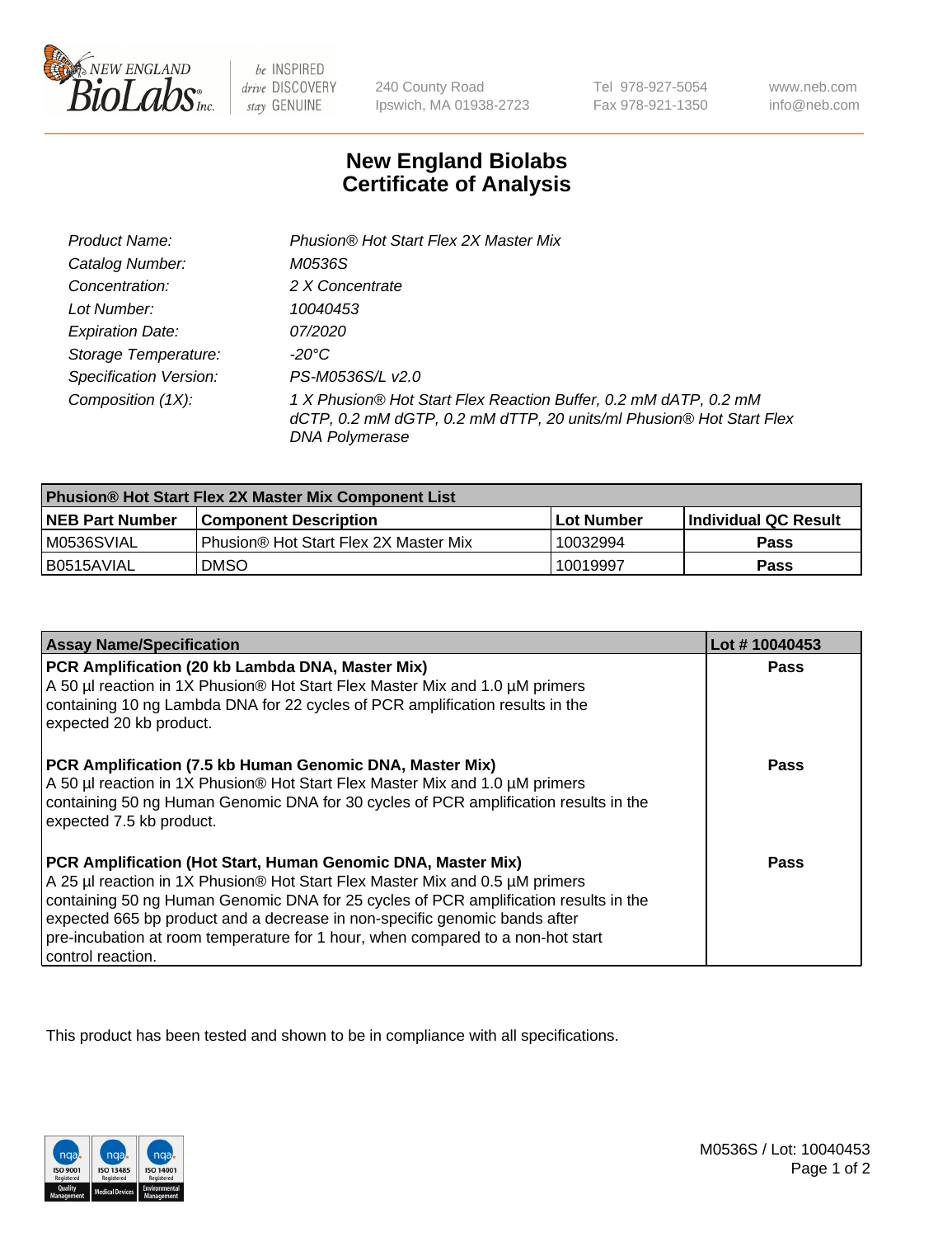# New England Biolabs Certificate of Analysis

| | |
|---|---|
| *Product Name:* | *Phusion® Hot Start Flex 2X Master Mix* |
| *Catalog Number:* | *M0536S* |
| *Concentration:* | *2 X Concentrate* |
| *Lot Number:* | *10040453* |
| *Expiration Date:* | *07/2020* |
| *Storage Temperature:* | *-20°C* |
| *Specification Version:* | *PS-M0536S/L v2.0* |
| *Composition (1X):* | *1 X Phusion® Hot Start Flex Reaction Buffer, 0.2 mM dATP, 0.2 mM dCTP, 0.2 mM dGTP, 0.2 mM dTTP, 20 units/ml Phusion® Hot Start Flex DNA Polymerase* |

| Phusion® Hot Start Flex 2X Master Mix Component List | | | |
|---|---|---|---|
| **NEB Part Number** | **Component Description** | **Lot Number** | **Individual QC Result** |
| M0536SVIAL | Phusion® Hot Start Flex 2X Master Mix | 10032994 | **Pass** |
| B0515AVIAL | DMSO | 10019997 | **Pass** |

| Assay Name/Specification | Lot # 10040453 |
|---|---|
| **PCR Amplification (20 kb Lambda DNA, Master Mix)** A 50 µl reaction in 1X Phusion® Hot Start Flex Master Mix and 1.0 µM primers containing 10 ng Lambda DNA for 22 cycles of PCR amplification results in the expected 20 kb product. | **Pass** |
| **PCR Amplification (7.5 kb Human Genomic DNA, Master Mix)** A 50 µl reaction in 1X Phusion® Hot Start Flex Master Mix and 1.0 µM primers containing 50 ng Human Genomic DNA for 30 cycles of PCR amplification results in the expected 7.5 kb product. | **Pass** |
| **PCR Amplification (Hot Start, Human Genomic DNA, Master Mix)** A 25 µl reaction in 1X Phusion® Hot Start Flex Master Mix and 0.5 µM primers containing 50 ng Human Genomic DNA for 25 cycles of PCR amplification results in the expected 665 bp product and a decrease in non-specific genomic bands after pre-incubation at room temperature for 1 hour, when compared to a non-hot start control reaction. | **Pass** |

This product has been tested and shown to be in compliance with all specifications.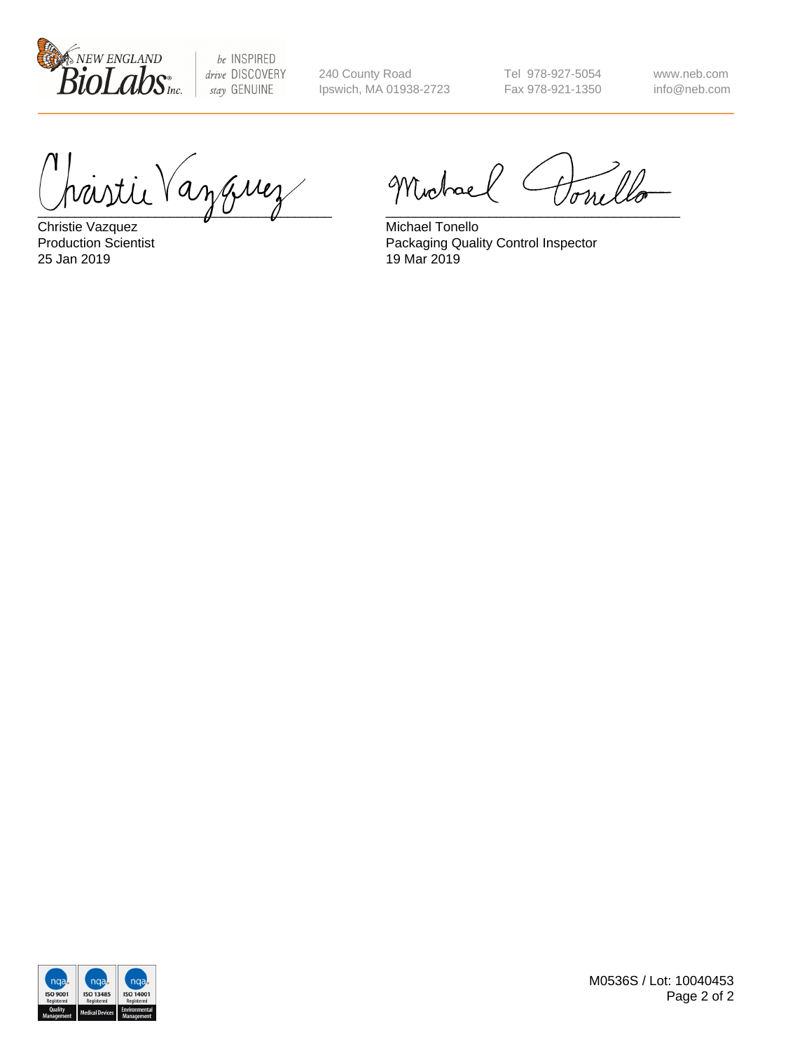NEW ENGLAND BioLabs Inc.

be INSPIRED
drive DISCOVERY
stay GENUINE

240 County Road
Ipswich, MA 01938-2723

Tel 978-927-5054
Fax 978-921-1350

www.neb.com
info@neb.com

Christie Vazquez
Production Scientist
25 Jan 2019

Michael Tonello
Packaging Quality Control Inspector
19 Mar 2019

M0536S / Lot: 10040453